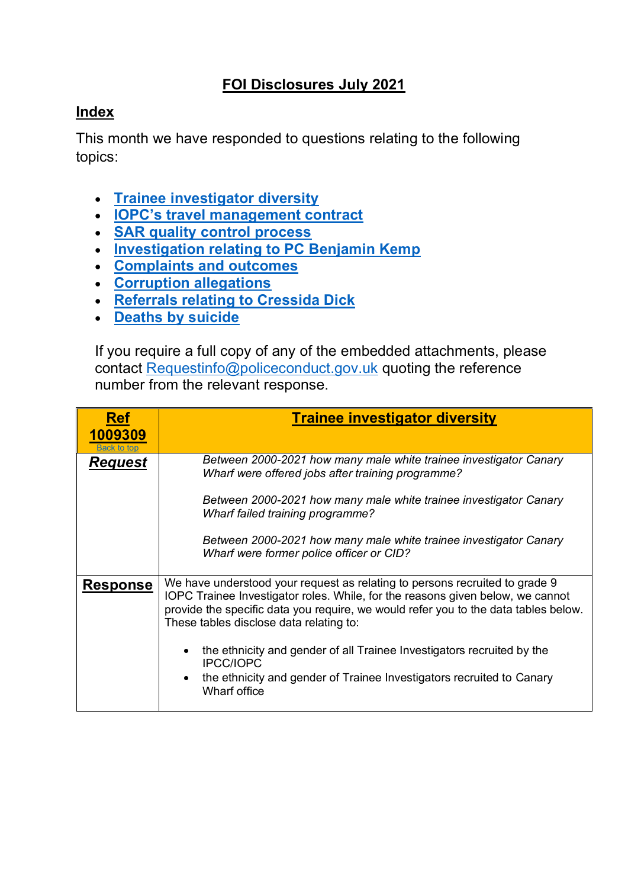# FOI Disclosures July 2021

## Index

This month we have responded to questions relating to the following topics:

- Trainee investigator diversity
- IOPC's travel management contract
- SAR quality control process
- Investigation relating to PC Benjamin Kemp
- Complaints and outcomes
- Corruption allegations
- Referrals relating to Cressida Dick
- Deaths by suicide

If you require a full copy of any of the embedded attachments, please contact Requestinfo@policeconduct.gov.uk quoting the reference number from the relevant response.

| **Ref 1009309** Back to top | **Trainee investigator diversity** |
|---|---|
| ***Request*** | *Between 2000-2021 how many male white trainee investigator Canary Wharf were offered jobs after training programme?*<br><br>*Between 2000-2021 how many male white trainee investigator Canary Wharf failed training programme?*<br><br>*Between 2000-2021 how many male white trainee investigator Canary Wharf were former police officer or CID?* |
| **Response** | We have understood your request as relating to persons recruited to grade 9 IOPC Trainee Investigator roles. While, for the reasons given below, we cannot provide the specific data you require, we would refer you to the data tables below. These tables disclose data relating to:<br><br>• the ethnicity and gender of all Trainee Investigators recruited by the IPCC/IOPC<br>• the ethnicity and gender of Trainee Investigators recruited to Canary Wharf office |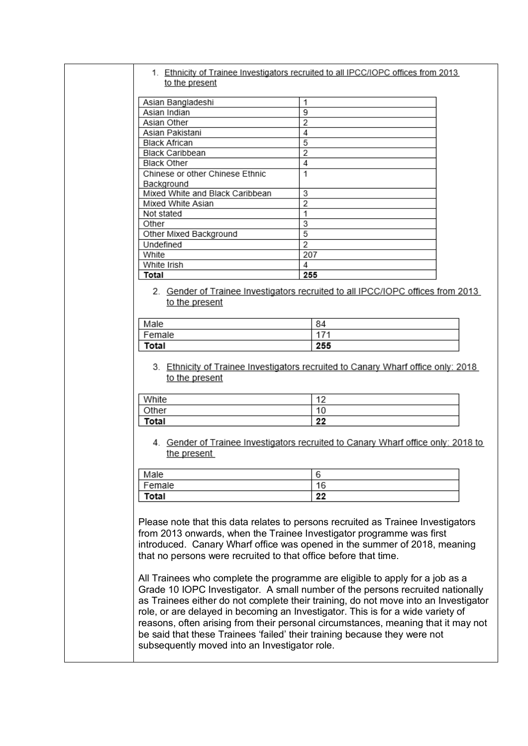1. Ethnicity of Trainee Investigators recruited to all IPCC/IOPC offices from 2013 to the present

| | |
|---|---|
| Asian Bangladeshi | 1 |
| Asian Indian | 9 |
| Asian Other | 2 |
| Asian Pakistani | 4 |
| Black African | 5 |
| Black Caribbean | 2 |
| Black Other | 4 |
| Chinese or other Chinese Ethnic Background | 1 |
| Mixed White and Black Caribbean | 3 |
| Mixed White Asian | 2 |
| Not stated | 1 |
| Other | 3 |
| Other Mixed Background | 5 |
| Undefined | 2 |
| White | 207 |
| White Irish | 4 |
| **Total** | **255** |

2. Gender of Trainee Investigators recruited to all IPCC/IOPC offices from 2013 to the present

| | |
|---|---|
| Male | 84 |
| Female | 171 |
| **Total** | **255** |

3. Ethnicity of Trainee Investigators recruited to Canary Wharf office only: 2018 to the present

| | |
|---|---|
| White | 12 |
| Other | 10 |
| **Total** | **22** |

4. Gender of Trainee Investigators recruited to Canary Wharf office only: 2018 to the present

| | |
|---|---|
| Male | 6 |
| Female | 16 |
| **Total** | **22** |

Please note that this data relates to persons recruited as Trainee Investigators from 2013 onwards, when the Trainee Investigator programme was first introduced. Canary Wharf office was opened in the summer of 2018, meaning that no persons were recruited to that office before that time.

All Trainees who complete the programme are eligible to apply for a job as a Grade 10 IOPC Investigator. A small number of the persons recruited nationally as Trainees either do not complete their training, do not move into an Investigator role, or are delayed in becoming an Investigator. This is for a wide variety of reasons, often arising from their personal circumstances, meaning that it may not be said that these Trainees 'failed' their training because they were not subsequently moved into an Investigator role.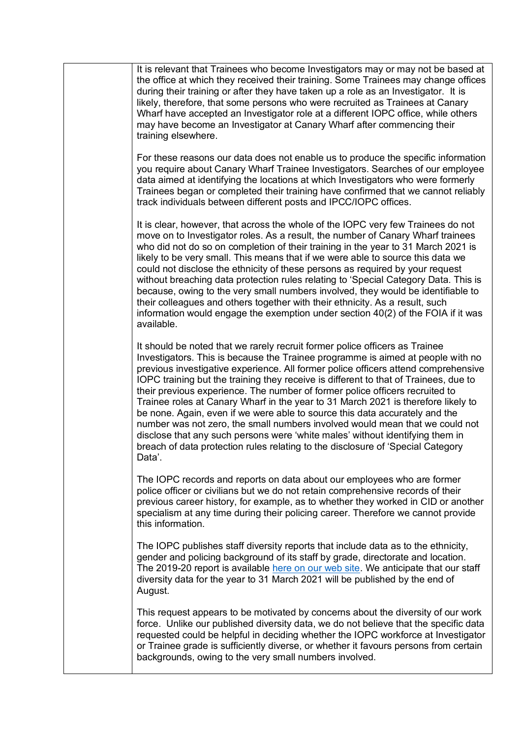It is relevant that Trainees who become Investigators may or may not be based at the office at which they received their training. Some Trainees may change offices during their training or after they have taken up a role as an Investigator. It is likely, therefore, that some persons who were recruited as Trainees at Canary Wharf have accepted an Investigator role at a different IOPC office, while others may have become an Investigator at Canary Wharf after commencing their training elsewhere.

For these reasons our data does not enable us to produce the specific information you require about Canary Wharf Trainee Investigators. Searches of our employee data aimed at identifying the locations at which Investigators who were formerly Trainees began or completed their training have confirmed that we cannot reliably track individuals between different posts and IPCC/IOPC offices.

It is clear, however, that across the whole of the IOPC very few Trainees do not move on to Investigator roles. As a result, the number of Canary Wharf trainees who did not do so on completion of their training in the year to 31 March 2021 is likely to be very small. This means that if we were able to source this data we could not disclose the ethnicity of these persons as required by your request without breaching data protection rules relating to 'Special Category Data'. This is because, owing to the very small numbers involved, they would be identifiable to their colleagues and others together with their ethnicity. As a result, such information would engage the exemption under section 40(2) of the FOIA if it was available.

It should be noted that we rarely recruit former police officers as Trainee Investigators. This is because the Trainee programme is aimed at people with no previous investigative experience. All former police officers attend comprehensive IOPC training but the training they receive is different to that of Trainees, due to their previous experience. The number of former police officers recruited to Trainee roles at Canary Wharf in the year to 31 March 2021 is therefore likely to be none. Again, even if we were able to source this data accurately and the number was not zero, the small numbers involved would mean that we could not disclose that any such persons were 'white males' without identifying them in breach of data protection rules relating to the disclosure of 'Special Category Data'.

The IOPC records and reports on data about our employees who are former police officer or civilians but we do not retain comprehensive records of their previous career history, for example, as to whether they worked in CID or another specialism at any time during their policing career. Therefore we cannot provide this information.

The IOPC publishes staff diversity reports that include data as to the ethnicity, gender and policing background of its staff by grade, directorate and location. The 2019-20 report is available [here on our web site](). We anticipate that our staff diversity data for the year to 31 March 2021 will be published by the end of August.

This request appears to be motivated by concerns about the diversity of our work force. Unlike our published diversity data, we do not believe that the specific data requested could be helpful in deciding whether the IOPC workforce at Investigator or Trainee grade is sufficiently diverse, or whether it favours persons from certain backgrounds, owing to the very small numbers involved.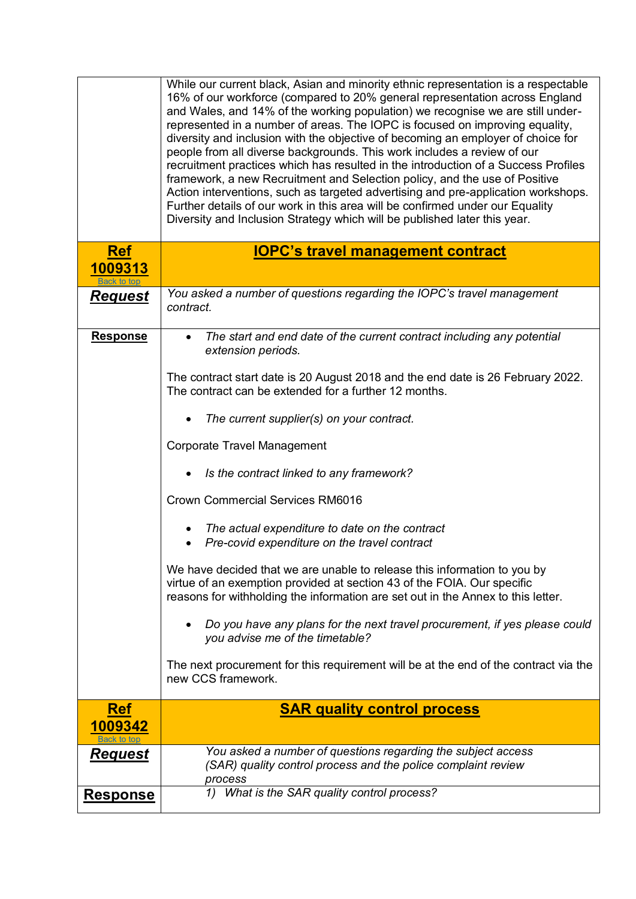| | |
|---|---|
| | While our current black, Asian and minority ethnic representation is a respectable 16% of our workforce (compared to 20% general representation across England and Wales, and 14% of the working population) we recognise we are still under-represented in a number of areas. The IOPC is focused on improving equality, diversity and inclusion with the objective of becoming an employer of choice for people from all diverse backgrounds. This work includes a review of our recruitment practices which has resulted in the introduction of a Success Profiles framework, a new Recruitment and Selection policy, and the use of Positive Action interventions, such as targeted advertising and pre-application workshops. Further details of our work in this area will be confirmed under our Equality Diversity and Inclusion Strategy which will be published later this year. |
| **Ref 1009313** Back to top | **IOPC's travel management contract** |
| ***Request*** | *You asked a number of questions regarding the IOPC's travel management contract.* |
| **Response** | • *The start and end date of the current contract including any potential extension periods.*<br><br>The contract start date is 20 August 2018 and the end date is 26 February 2022. The contract can be extended for a further 12 months.<br><br>• *The current supplier(s) on your contract.*<br><br>Corporate Travel Management<br><br>• *Is the contract linked to any framework?*<br><br>Crown Commercial Services RM6016<br><br>• *The actual expenditure to date on the contract*<br>• *Pre-covid expenditure on the travel contract*<br><br>We have decided that we are unable to release this information to you by virtue of an exemption provided at section 43 of the FOIA. Our specific reasons for withholding the information are set out in the Annex to this letter.<br><br>• *Do you have any plans for the next travel procurement, if yes please could you advise me of the timetable?*<br><br>The next procurement for this requirement will be at the end of the contract via the new CCS framework. |
| **Ref 1009342** Back to top | **SAR quality control process** |
| ***Request*** | *You asked a number of questions regarding the subject access (SAR) quality control process and the police complaint review process* |
| **Response** | *1) What is the SAR quality control process?* |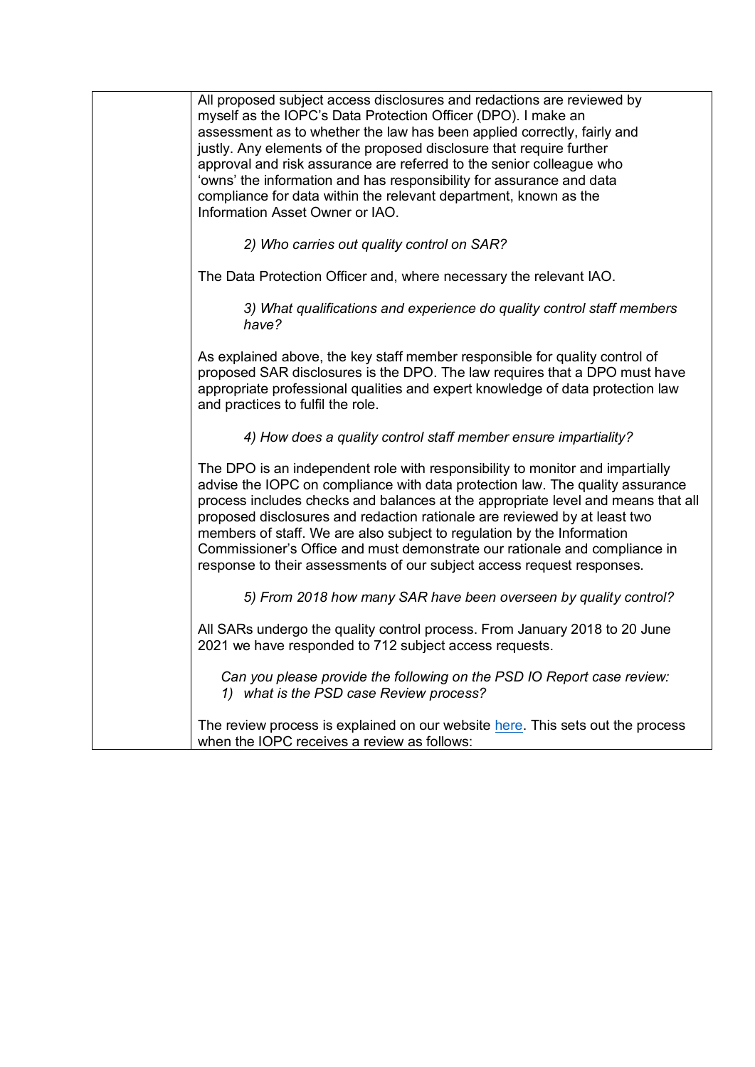| | |
|---|---|
| | All proposed subject access disclosures and redactions are reviewed by myself as the IOPC's Data Protection Officer (DPO). I make an assessment as to whether the law has been applied correctly, fairly and justly. Any elements of the proposed disclosure that require further approval and risk assurance are referred to the senior colleague who 'owns' the information and has responsibility for assurance and data compliance for data within the relevant department, known as the Information Asset Owner or IAO.<br><br>*2) Who carries out quality control on SAR?*<br><br>The Data Protection Officer and, where necessary the relevant IAO.<br><br>*3) What qualifications and experience do quality control staff members have?*<br><br>As explained above, the key staff member responsible for quality control of proposed SAR disclosures is the DPO. The law requires that a DPO must have appropriate professional qualities and expert knowledge of data protection law and practices to fulfil the role.<br><br>*4) How does a quality control staff member ensure impartiality?*<br><br>The DPO is an independent role with responsibility to monitor and impartially advise the IOPC on compliance with data protection law. The quality assurance process includes checks and balances at the appropriate level and means that all proposed disclosures and redaction rationale are reviewed by at least two members of staff. We are also subject to regulation by the Information Commissioner's Office and must demonstrate our rationale and compliance in response to their assessments of our subject access request responses.<br><br>*5) From 2018 how many SAR have been overseen by quality control?*<br><br>All SARs undergo the quality control process. From January 2018 to 20 June 2021 we have responded to 712 subject access requests.<br><br>*Can you please provide the following on the PSD IO Report case review:*<br>*1) what is the PSD case Review process?*<br><br>The review process is explained on our website here. This sets out the process when the IOPC receives a review as follows: |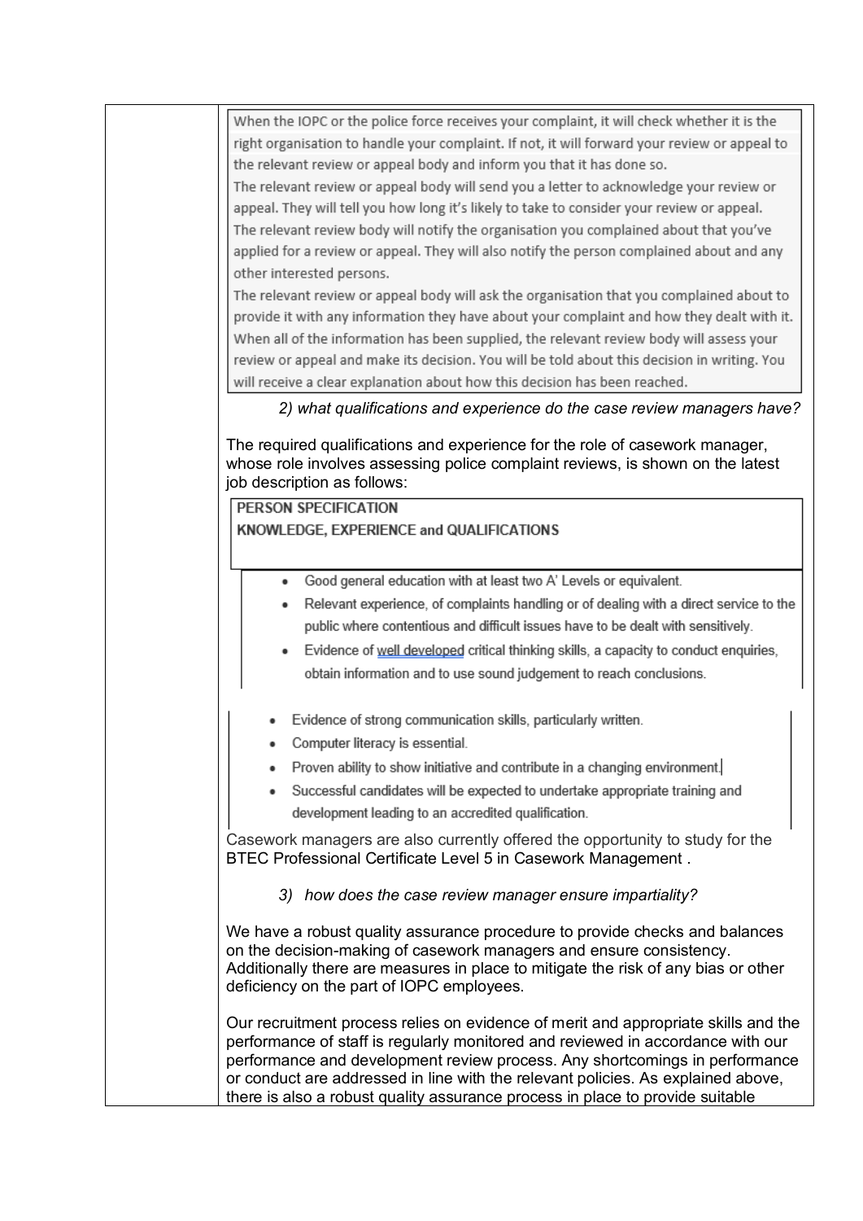When the IOPC or the police force receives your complaint, it will check whether it is the right organisation to handle your complaint. If not, it will forward your review or appeal to the relevant review or appeal body and inform you that it has done so.

The relevant review or appeal body will send you a letter to acknowledge your review or appeal. They will tell you how long it's likely to take to consider your review or appeal.

The relevant review body will notify the organisation you complained about that you've applied for a review or appeal. They will also notify the person complained about and any other interested persons.

The relevant review or appeal body will ask the organisation that you complained about to provide it with any information they have about your complaint and how they dealt with it. When all of the information has been supplied, the relevant review body will assess your review or appeal and make its decision. You will be told about this decision in writing. You will receive a clear explanation about how this decision has been reached.

*2) what qualifications and experience do the case review managers have?*

The required qualifications and experience for the role of casework manager, whose role involves assessing police complaint reviews, is shown on the latest job description as follows:

**PERSON SPECIFICATION**

**KNOWLEDGE, EXPERIENCE and QUALIFICATIONS**

- Good general education with at least two A' Levels or equivalent.
- Relevant experience, of complaints handling or of dealing with a direct service to the public where contentious and difficult issues have to be dealt with sensitively.
- Evidence of well developed critical thinking skills, a capacity to conduct enquiries, obtain information and to use sound judgement to reach conclusions.
- Evidence of strong communication skills, particularly written.
- Computer literacy is essential.
- Proven ability to show initiative and contribute in a changing environment.
- Successful candidates will be expected to undertake appropriate training and development leading to an accredited qualification.

Casework managers are also currently offered the opportunity to study for the BTEC Professional Certificate Level 5 in Casework Management .

*3) how does the case review manager ensure impartiality?*

We have a robust quality assurance procedure to provide checks and balances on the decision-making of casework managers and ensure consistency. Additionally there are measures in place to mitigate the risk of any bias or other deficiency on the part of IOPC employees.

Our recruitment process relies on evidence of merit and appropriate skills and the performance of staff is regularly monitored and reviewed in accordance with our performance and development review process. Any shortcomings in performance or conduct are addressed in line with the relevant policies. As explained above, there is also a robust quality assurance process in place to provide suitable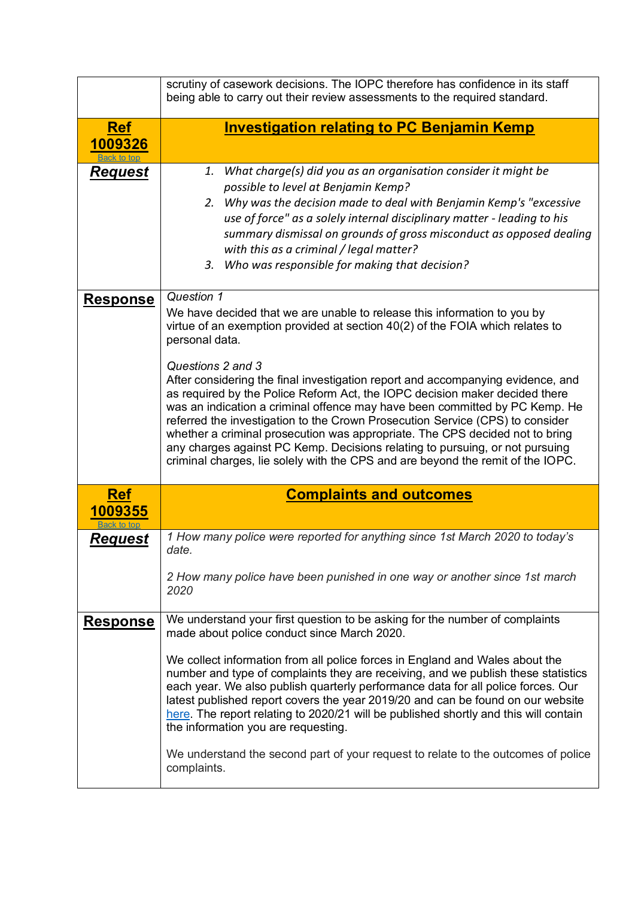| | |
|---|---|
| | scrutiny of casework decisions. The IOPC therefore has confidence in its staff being able to carry out their review assessments to the required standard. |
| **Ref 1009326** [Back to top](#) | **Investigation relating to PC Benjamin Kemp** |
| ***Request*** | 1. *What charge(s) did you as an organisation consider it might be possible to level at Benjamin Kemp?*<br>2. *Why was the decision made to deal with Benjamin Kemp's "excessive use of force" as a solely internal disciplinary matter - leading to his summary dismissal on grounds of gross misconduct as opposed dealing with this as a criminal / legal matter?*<br>3. *Who was responsible for making that decision?* |
| **Response** | *Question 1*<br>We have decided that we are unable to release this information to you by virtue of an exemption provided at section 40(2) of the FOIA which relates to personal data.<br><br>*Questions 2 and 3*<br>After considering the final investigation report and accompanying evidence, and as required by the Police Reform Act, the IOPC decision maker decided there was an indication a criminal offence may have been committed by PC Kemp. He referred the investigation to the Crown Prosecution Service (CPS) to consider whether a criminal prosecution was appropriate. The CPS decided not to bring any charges against PC Kemp. Decisions relating to pursuing, or not pursuing criminal charges, lie solely with the CPS and are beyond the remit of the IOPC. |
| **Ref 1009355** [Back to top](#) | **Complaints and outcomes** |
| ***Request*** | *1 How many police were reported for anything since 1st March 2020 to today's date.*<br><br>*2 How many police have been punished in one way or another since 1st march 2020* |
| **Response** | We understand your first question to be asking for the number of complaints made about police conduct since March 2020.<br><br>We collect information from all police forces in England and Wales about the number and type of complaints they are receiving, and we publish these statistics each year. We also publish quarterly performance data for all police forces. Our latest published report covers the year 2019/20 and can be found on our website [here](#). The report relating to 2020/21 will be published shortly and this will contain the information you are requesting.<br><br>We understand the second part of your request to relate to the outcomes of police complaints. |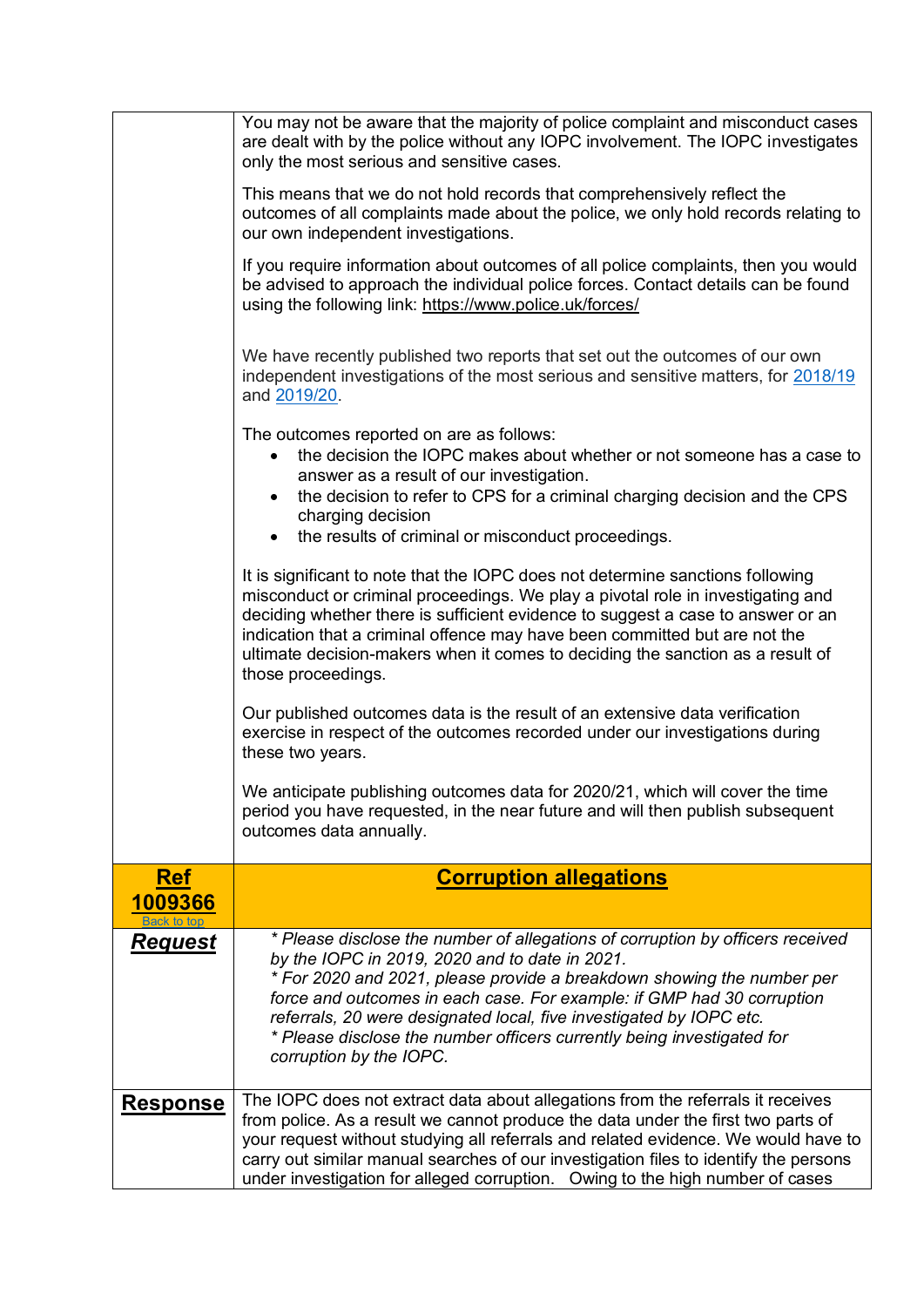| | |
|---|---|
| | You may not be aware that the majority of police complaint and misconduct cases are dealt with by the police without any IOPC involvement. The IOPC investigates only the most serious and sensitive cases.<br><br>This means that we do not hold records that comprehensively reflect the outcomes of all complaints made about the police, we only hold records relating to our own independent investigations.<br><br>If you require information about outcomes of all police complaints, then you would be advised to approach the individual police forces. Contact details can be found using the following link: https://www.police.uk/forces/<br><br>We have recently published two reports that set out the outcomes of our own independent investigations of the most serious and sensitive matters, for 2018/19 and 2019/20.<br><br>The outcomes reported on are as follows:<br>• the decision the IOPC makes about whether or not someone has a case to answer as a result of our investigation.<br>• the decision to refer to CPS for a criminal charging decision and the CPS charging decision<br>• the results of criminal or misconduct proceedings.<br><br>It is significant to note that the IOPC does not determine sanctions following misconduct or criminal proceedings. We play a pivotal role in investigating and deciding whether there is sufficient evidence to suggest a case to answer or an indication that a criminal offence may have been committed but are not the ultimate decision-makers when it comes to deciding the sanction as a result of those proceedings.<br><br>Our published outcomes data is the result of an extensive data verification exercise in respect of the outcomes recorded under our investigations during these two years.<br><br>We anticipate publishing outcomes data for 2020/21, which will cover the time period you have requested, in the near future and will then publish subsequent outcomes data annually. |
| **Ref 1009366**<br>Back to top | **Corruption allegations** |
| ***Request*** | *\* Please disclose the number of allegations of corruption by officers received by the IOPC in 2019, 2020 and to date in 2021.*<br>*\* For 2020 and 2021, please provide a breakdown showing the number per force and outcomes in each case. For example: if GMP had 30 corruption referrals, 20 were designated local, five investigated by IOPC etc.*<br>*\* Please disclose the number officers currently being investigated for corruption by the IOPC.* |
| **Response** | The IOPC does not extract data about allegations from the referrals it receives from police. As a result we cannot produce the data under the first two parts of your request without studying all referrals and related evidence. We would have to carry out similar manual searches of our investigation files to identify the persons under investigation for alleged corruption. Owing to the high number of cases |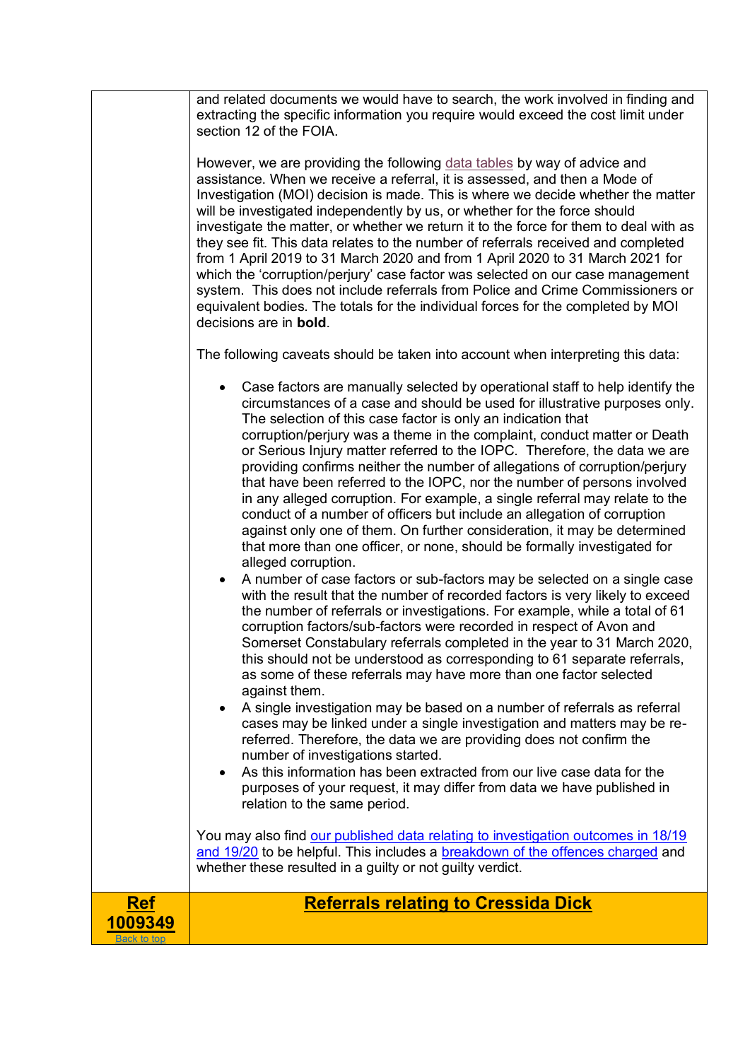| | |
|---|---|
| | and related documents we would have to search, the work involved in finding and extracting the specific information you require would exceed the cost limit under section 12 of the FOIA.<br><br>However, we are providing the following data tables by way of advice and assistance. When we receive a referral, it is assessed, and then a Mode of Investigation (MOI) decision is made. This is where we decide whether the matter will be investigated independently by us, or whether for the force should investigate the matter, or whether we return it to the force for them to deal with as they see fit. This data relates to the number of referrals received and completed from 1 April 2019 to 31 March 2020 and from 1 April 2020 to 31 March 2021 for which the 'corruption/perjury' case factor was selected on our case management system. This does not include referrals from Police and Crime Commissioners or equivalent bodies. The totals for the individual forces for the completed by MOI decisions are in **bold**.<br><br>The following caveats should be taken into account when interpreting this data:<br><br>• Case factors are manually selected by operational staff to help identify the circumstances of a case and should be used for illustrative purposes only. The selection of this case factor is only an indication that corruption/perjury was a theme in the complaint, conduct matter or Death or Serious Injury matter referred to the IOPC. Therefore, the data we are providing confirms neither the number of allegations of corruption/perjury that have been referred to the IOPC, nor the number of persons involved in any alleged corruption. For example, a single referral may relate to the conduct of a number of officers but include an allegation of corruption against only one of them. On further consideration, it may be determined that more than one officer, or none, should be formally investigated for alleged corruption.<br>• A number of case factors or sub-factors may be selected on a single case with the result that the number of recorded factors is very likely to exceed the number of referrals or investigations. For example, while a total of 61 corruption factors/sub-factors were recorded in respect of Avon and Somerset Constabulary referrals completed in the year to 31 March 2020, this should not be understood as corresponding to 61 separate referrals, as some of these referrals may have more than one factor selected against them.<br>• A single investigation may be based on a number of referrals as referral cases may be linked under a single investigation and matters may be re-referred. Therefore, the data we are providing does not confirm the number of investigations started.<br>• As this information has been extracted from our live case data for the purposes of your request, it may differ from data we have published in relation to the same period.<br><br>You may also find our published data relating to investigation outcomes in 18/19 and 19/20 to be helpful. This includes a breakdown of the offences charged and whether these resulted in a guilty or not guilty verdict. |
| **Ref 1009349**<br>Back to top | **Referrals relating to Cressida Dick** |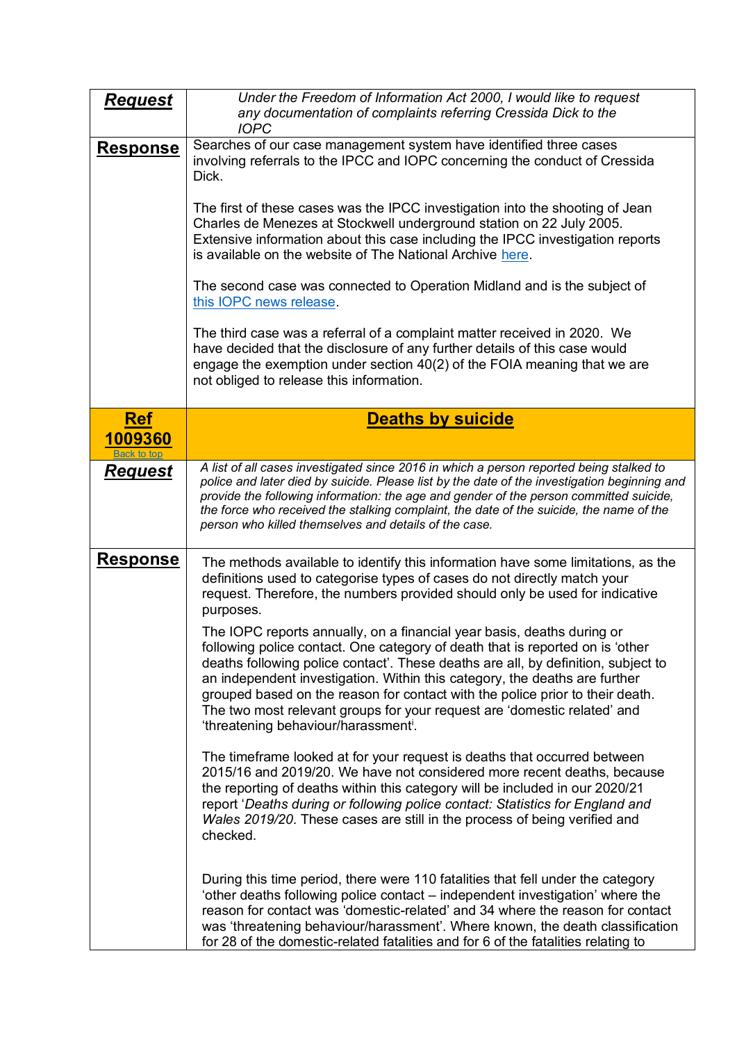| **Request** | *Under the Freedom of Information Act 2000, I would like to request any documentation of complaints referring Cressida Dick to the IOPC* |
| --- | --- |
| **Response** | Searches of our case management system have identified three cases involving referrals to the IPCC and IOPC concerning the conduct of Cressida Dick.<br><br>The first of these cases was the IPCC investigation into the shooting of Jean Charles de Menezes at Stockwell underground station on 22 July 2005. Extensive information about this case including the IPCC investigation reports is available on the website of The National Archive here.<br><br>The second case was connected to Operation Midland and is the subject of this IOPC news release.<br><br>The third case was a referral of a complaint matter received in 2020. We have decided that the disclosure of any further details of this case would engage the exemption under section 40(2) of the FOIA meaning that we are not obliged to release this information. |
| **Ref 1009360**<br>Back to top | **Deaths by suicide** |
| **Request** | *A list of all cases investigated since 2016 in which a person reported being stalked to police and later died by suicide. Please list by the date of the investigation beginning and provide the following information: the age and gender of the person committed suicide, the force who received the stalking complaint, the date of the suicide, the name of the person who killed themselves and details of the case.* |
| **Response** | The methods available to identify this information have some limitations, as the definitions used to categorise types of cases do not directly match your request. Therefore, the numbers provided should only be used for indicative purposes.<br><br>The IOPC reports annually, on a financial year basis, deaths during or following police contact. One category of death that is reported on is 'other deaths following police contact'. These deaths are all, by definition, subject to an independent investigation. Within this category, the deaths are further grouped based on the reason for contact with the police prior to their death. The two most relevant groups for your request are 'domestic related' and 'threatening behaviour/harassment[i].<br><br>The timeframe looked at for your request is deaths that occurred between 2015/16 and 2019/20. We have not considered more recent deaths, because the reporting of deaths within this category will be included in our 2020/21 report '*Deaths during or following police contact: Statistics for England and Wales 2019/20*. These cases are still in the process of being verified and checked.<br><br>During this time period, there were 110 fatalities that fell under the category 'other deaths following police contact – independent investigation' where the reason for contact was 'domestic-related' and 34 where the reason for contact was 'threatening behaviour/harassment'. Where known, the death classification for 28 of the domestic-related fatalities and for 6 of the fatalities relating to |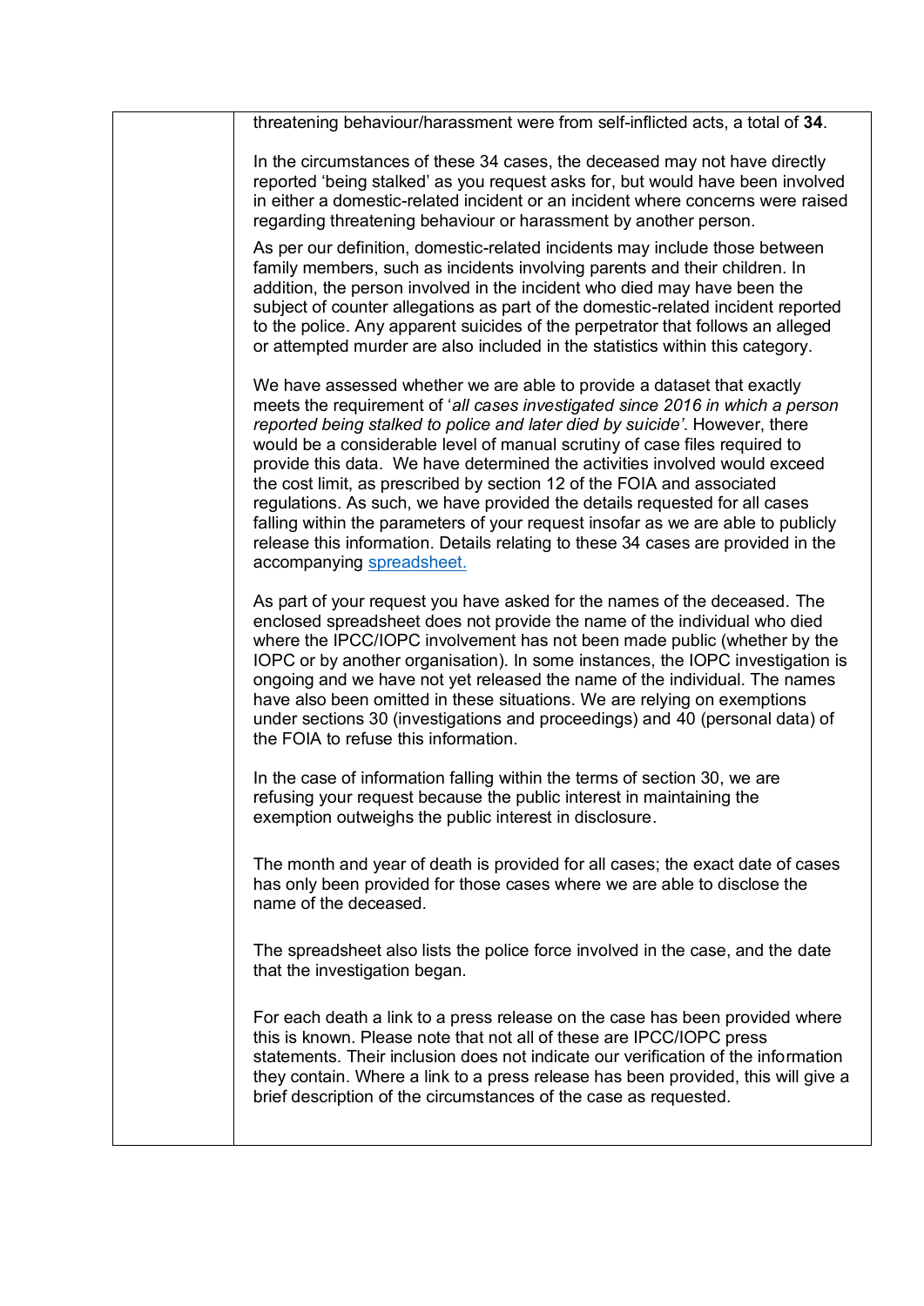| | |
|---|---|
| | threatening behaviour/harassment were from self-inflicted acts, a total of **34**.<br><br>In the circumstances of these 34 cases, the deceased may not have directly reported 'being stalked' as you request asks for, but would have been involved in either a domestic-related incident or an incident where concerns were raised regarding threatening behaviour or harassment by another person.<br><br>As per our definition, domestic-related incidents may include those between family members, such as incidents involving parents and their children. In addition, the person involved in the incident who died may have been the subject of counter allegations as part of the domestic-related incident reported to the police. Any apparent suicides of the perpetrator that follows an alleged or attempted murder are also included in the statistics within this category.<br><br>We have assessed whether we are able to provide a dataset that exactly meets the requirement of '*all cases investigated since 2016 in which a person reported being stalked to police and later died by suicide'*. However, there would be a considerable level of manual scrutiny of case files required to provide this data. We have determined the activities involved would exceed the cost limit, as prescribed by section 12 of the FOIA and associated regulations. As such, we have provided the details requested for all cases falling within the parameters of your request insofar as we are able to publicly release this information. Details relating to these 34 cases are provided in the accompanying spreadsheet.<br><br>As part of your request you have asked for the names of the deceased. The enclosed spreadsheet does not provide the name of the individual who died where the IPCC/IOPC involvement has not been made public (whether by the IOPC or by another organisation). In some instances, the IOPC investigation is ongoing and we have not yet released the name of the individual. The names have also been omitted in these situations. We are relying on exemptions under sections 30 (investigations and proceedings) and 40 (personal data) of the FOIA to refuse this information.<br><br>In the case of information falling within the terms of section 30, we are refusing your request because the public interest in maintaining the exemption outweighs the public interest in disclosure.<br><br>The month and year of death is provided for all cases; the exact date of cases has only been provided for those cases where we are able to disclose the name of the deceased.<br><br>The spreadsheet also lists the police force involved in the case, and the date that the investigation began.<br><br>For each death a link to a press release on the case has been provided where this is known. Please note that not all of these are IPCC/IOPC press statements. Their inclusion does not indicate our verification of the information they contain. Where a link to a press release has been provided, this will give a brief description of the circumstances of the case as requested. |